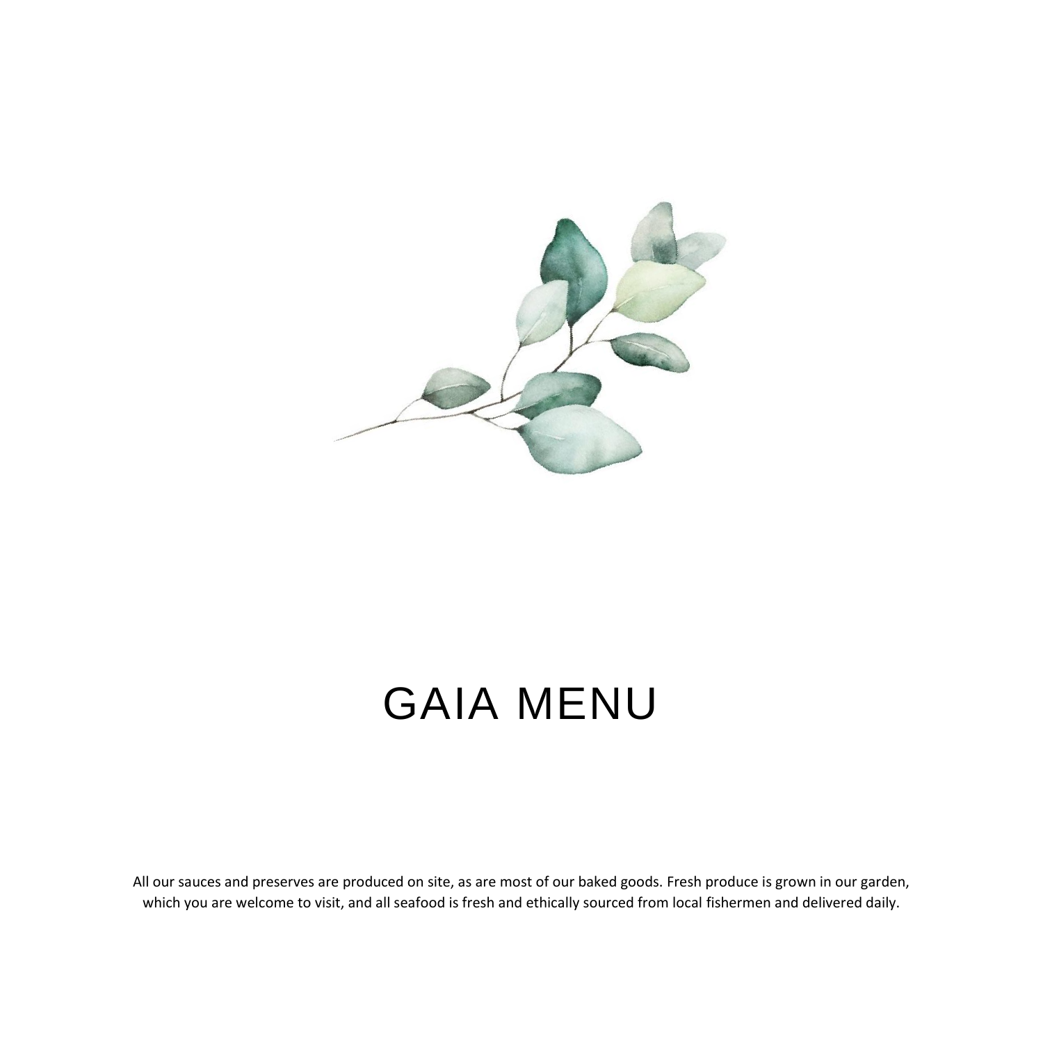# GAIA MENU

All our sauces and preserves are produced on site, as are most of our baked goods. Fresh produce is grown in our garden, which you are welcome to visit, and all seafood is fresh and ethically sourced from local fishermen and delivered daily.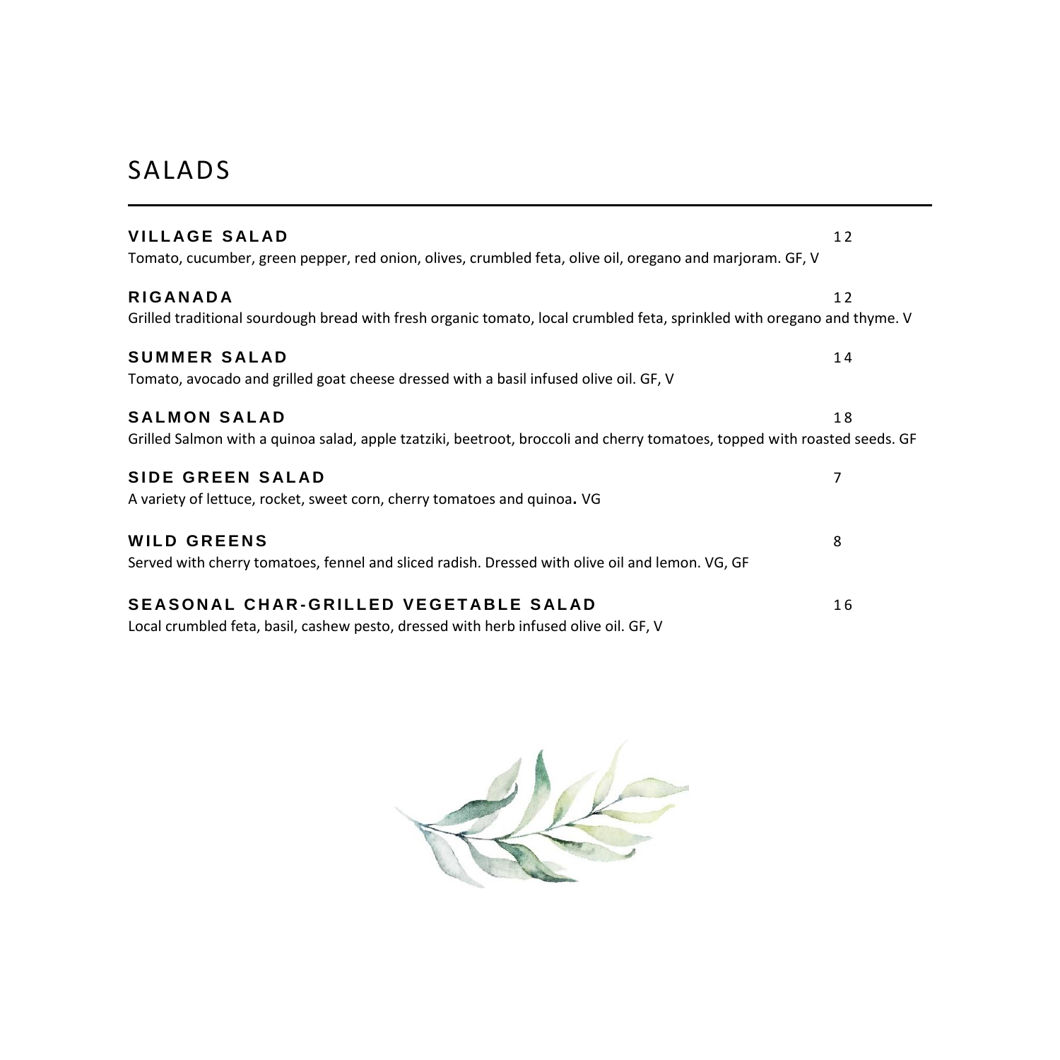# SALADS

**VILLAGE SALAD** 12

Tomato, cucumber, green pepper, red onion, olives, crumbled feta, olive oil, oregano and marjoram. GF, V

**RIGANADA** 12

Grilled traditional sourdough bread with fresh organic tomato, local crumbled feta, sprinkled with oregano and thyme. V

**SUMMER SALAD** 14

Tomato, avocado and grilled goat cheese dressed with a basil infused olive oil. GF, V

**SALMON SALAD** 18

Grilled Salmon with a quinoa salad, apple tzatziki, beetroot, broccoli and cherry tomatoes, topped with roasted seeds. GF

**SIDE GREEN SALAD** 7

A variety of lettuce, rocket, sweet corn, cherry tomatoes and quinoa**.** VG

**WILD GREENS** 8

Served with cherry tomatoes, fennel and sliced radish. Dressed with olive oil and lemon. VG, GF

**SEASONAL CHAR-GRILLED VEGETABLE SALAD** 16

Local crumbled feta, basil, cashew pesto, dressed with herb infused olive oil. GF, V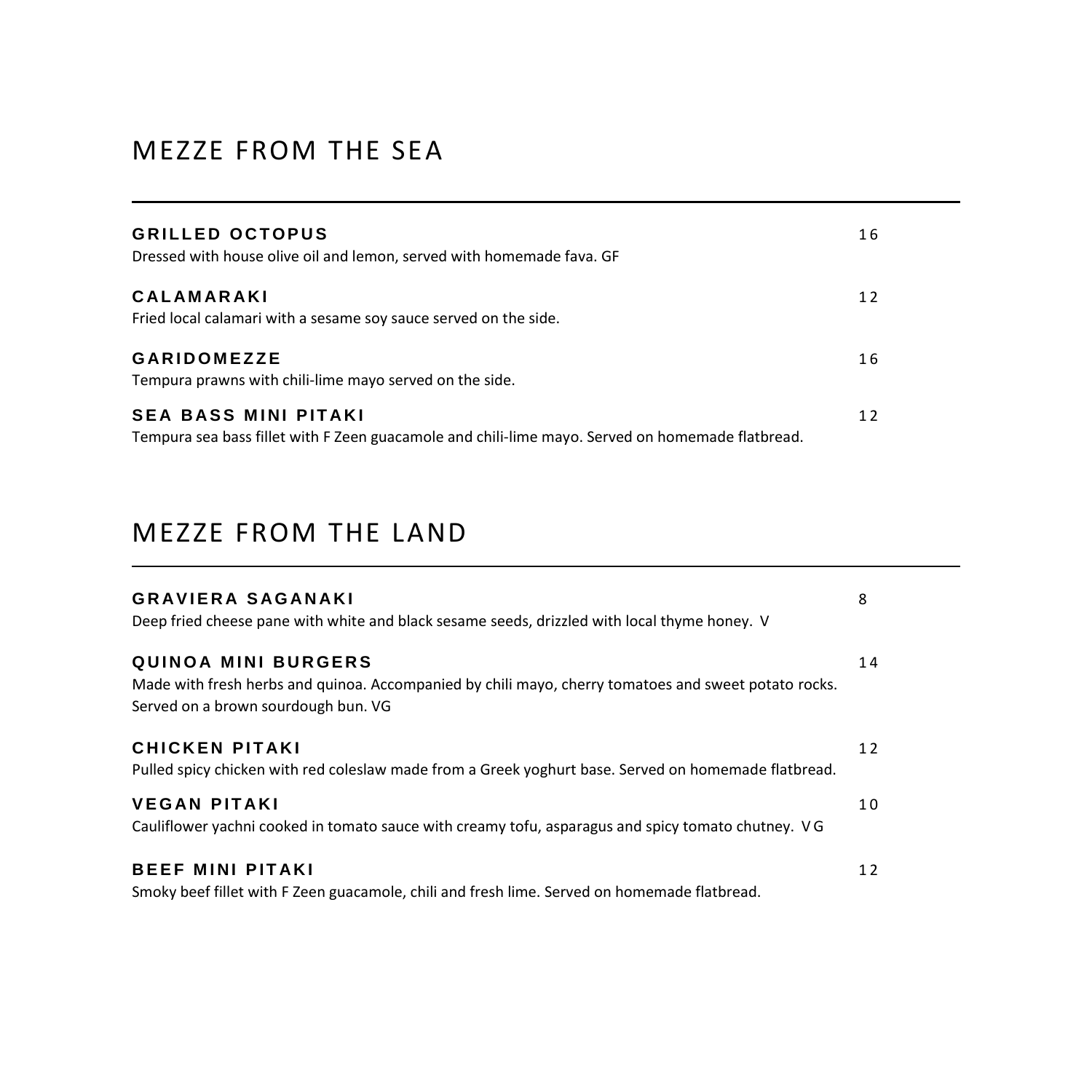## MEZZE FROM THE SEA

**GRILLED OCTOPUS** 16
Dressed with house olive oil and lemon, served with homemade fava. GF

**CALAMARAKI** 12
Fried local calamari with a sesame soy sauce served on the side.

**GARIDOMEZZE** 16
Tempura prawns with chili-lime mayo served on the side.

**SEA BASS MINI PITAKI** 12
Tempura sea bass fillet with F Zeen guacamole and chili-lime mayo. Served on homemade flatbread.

## MEZZE FROM THE LAND

**GRAVIERA SAGANAKI** 8
Deep fried cheese pane with white and black sesame seeds, drizzled with local thyme honey. V

**QUINOA MINI BURGERS** 14
Made with fresh herbs and quinoa. Accompanied by chili mayo, cherry tomatoes and sweet potato rocks. Served on a brown sourdough bun. VG

**CHICKEN PITAKI** 12
Pulled spicy chicken with red coleslaw made from a Greek yoghurt base. Served on homemade flatbread.

**VEGAN PITAKI** 10
Cauliflower yachni cooked in tomato sauce with creamy tofu, asparagus and spicy tomato chutney. VG

**BEEF MINI PITAKI** 12
Smoky beef fillet with F Zeen guacamole, chili and fresh lime. Served on homemade flatbread.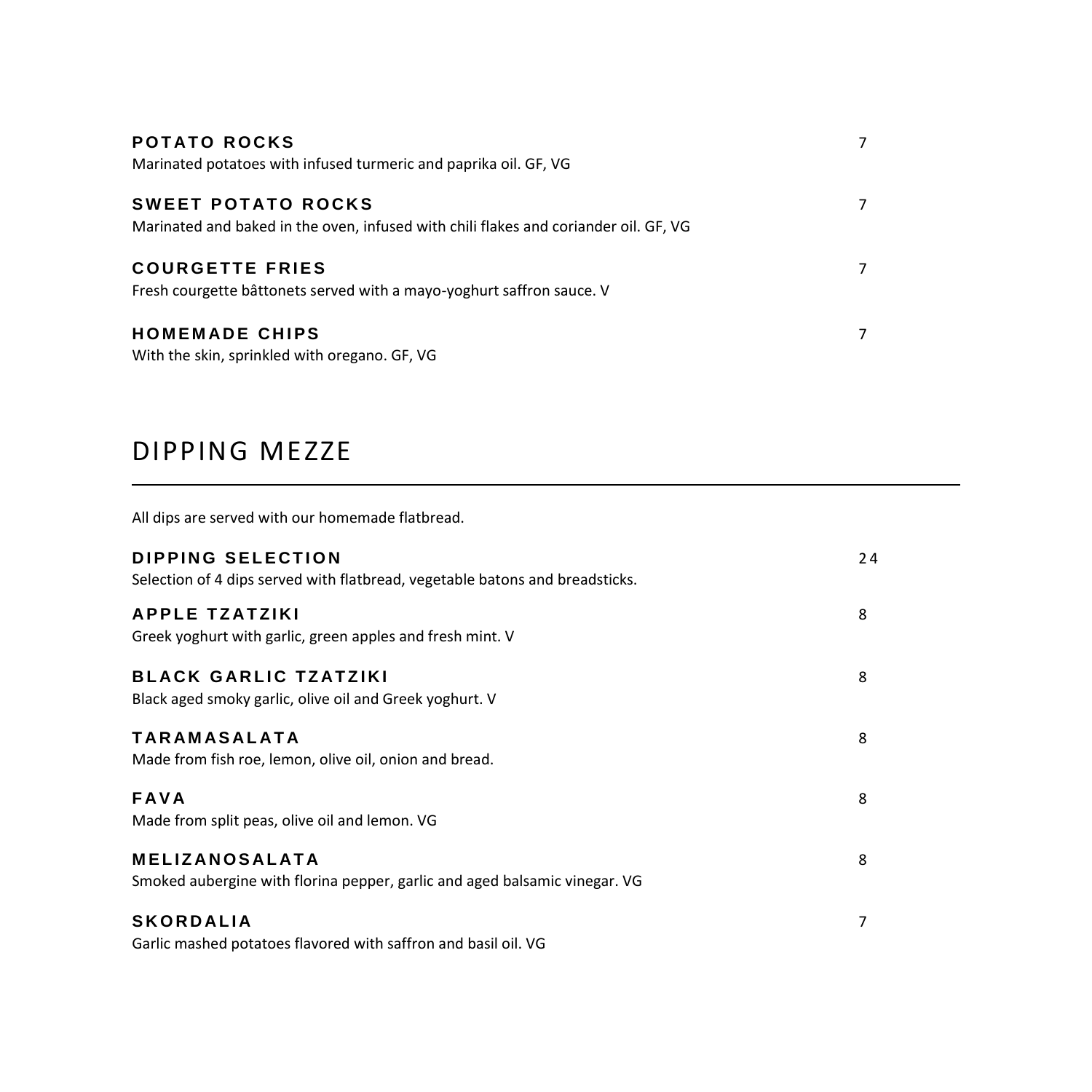**POTATO ROCKS** 7
Marinated potatoes with infused turmeric and paprika oil. GF, VG

**SWEET POTATO ROCKS** 7
Marinated and baked in the oven, infused with chili flakes and coriander oil. GF, VG

**COURGETTE FRIES** 7
Fresh courgette bâttonets served with a mayo-yoghurt saffron sauce. V

**HOMEMADE CHIPS** 7
With the skin, sprinkled with oregano. GF, VG

## DIPPING MEZZE

All dips are served with our homemade flatbread.

**DIPPING SELECTION** 24
Selection of 4 dips served with flatbread, vegetable batons and breadsticks.

**APPLE TZATZIKI** 8
Greek yoghurt with garlic, green apples and fresh mint. V

**BLACK GARLIC TZATZIKI** 8
Black aged smoky garlic, olive oil and Greek yoghurt. V

**TARAMASALATA** 8
Made from fish roe, lemon, olive oil, onion and bread.

**FAVA** 8
Made from split peas, olive oil and lemon. VG

**MELIZANOSALATA** 8
Smoked aubergine with florina pepper, garlic and aged balsamic vinegar. VG

**SKORDALIA** 7
Garlic mashed potatoes flavored with saffron and basil oil. VG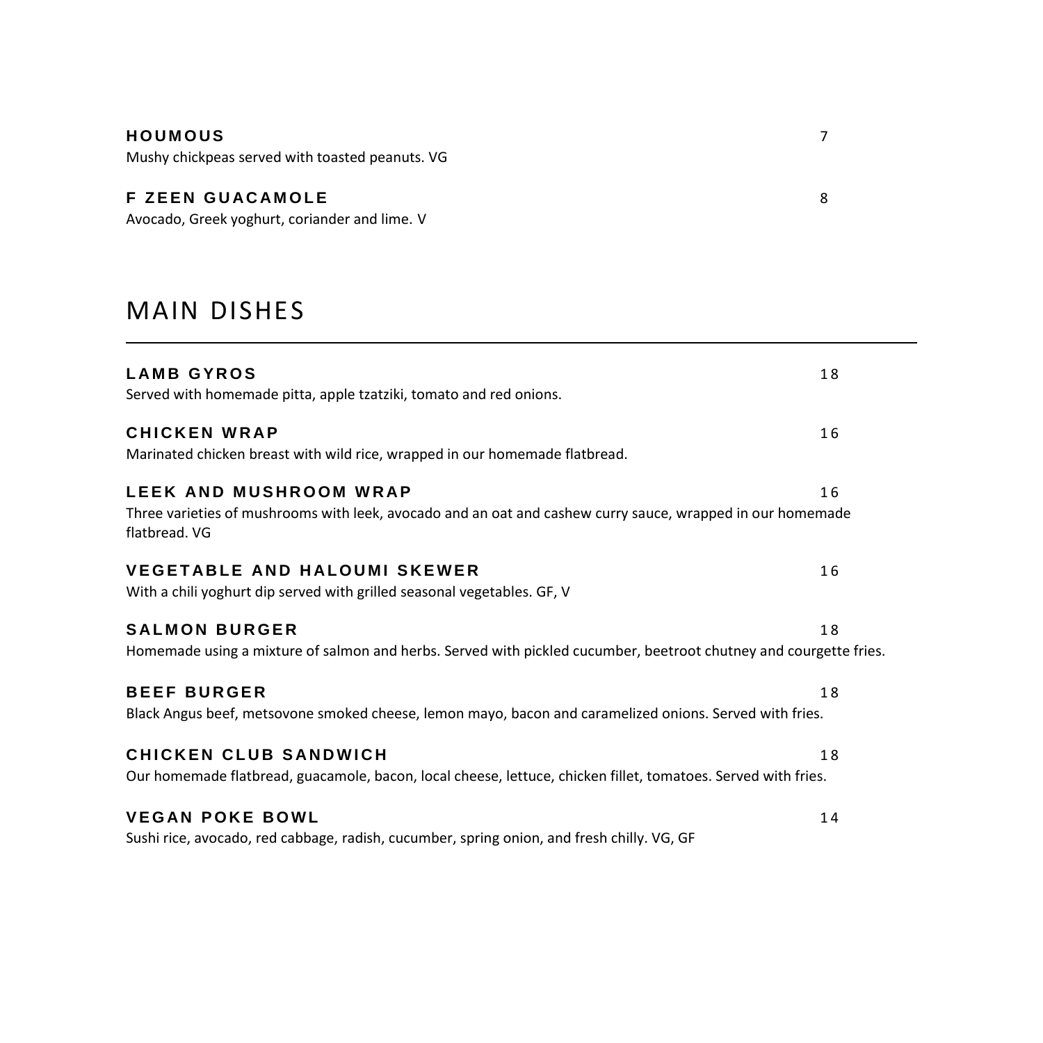**HOUMOUS** 7

Mushy chickpeas served with toasted peanuts. VG

**F ZEEN GUACAMOLE** 8

Avocado, Greek yoghurt, coriander and lime. V

# MAIN DISHES

**LAMB GYROS** 18

Served with homemade pitta, apple tzatziki, tomato and red onions.

**CHICKEN WRAP** 16

Marinated chicken breast with wild rice, wrapped in our homemade flatbread.

**LEEK AND MUSHROOM WRAP** 16

Three varieties of mushrooms with leek, avocado and an oat and cashew curry sauce, wrapped in our homemade flatbread. VG

**VEGETABLE AND HALOUMI SKEWER** 16

With a chili yoghurt dip served with grilled seasonal vegetables. GF, V

**SALMON BURGER** 18

Homemade using a mixture of salmon and herbs. Served with pickled cucumber, beetroot chutney and courgette fries.

**BEEF BURGER** 18

Black Angus beef, metsovone smoked cheese, lemon mayo, bacon and caramelized onions. Served with fries.

**CHICKEN CLUB SANDWICH** 18

Our homemade flatbread, guacamole, bacon, local cheese, lettuce, chicken fillet, tomatoes. Served with fries.

**VEGAN POKE BOWL** 14

Sushi rice, avocado, red cabbage, radish, cucumber, spring onion, and fresh chilly. VG, GF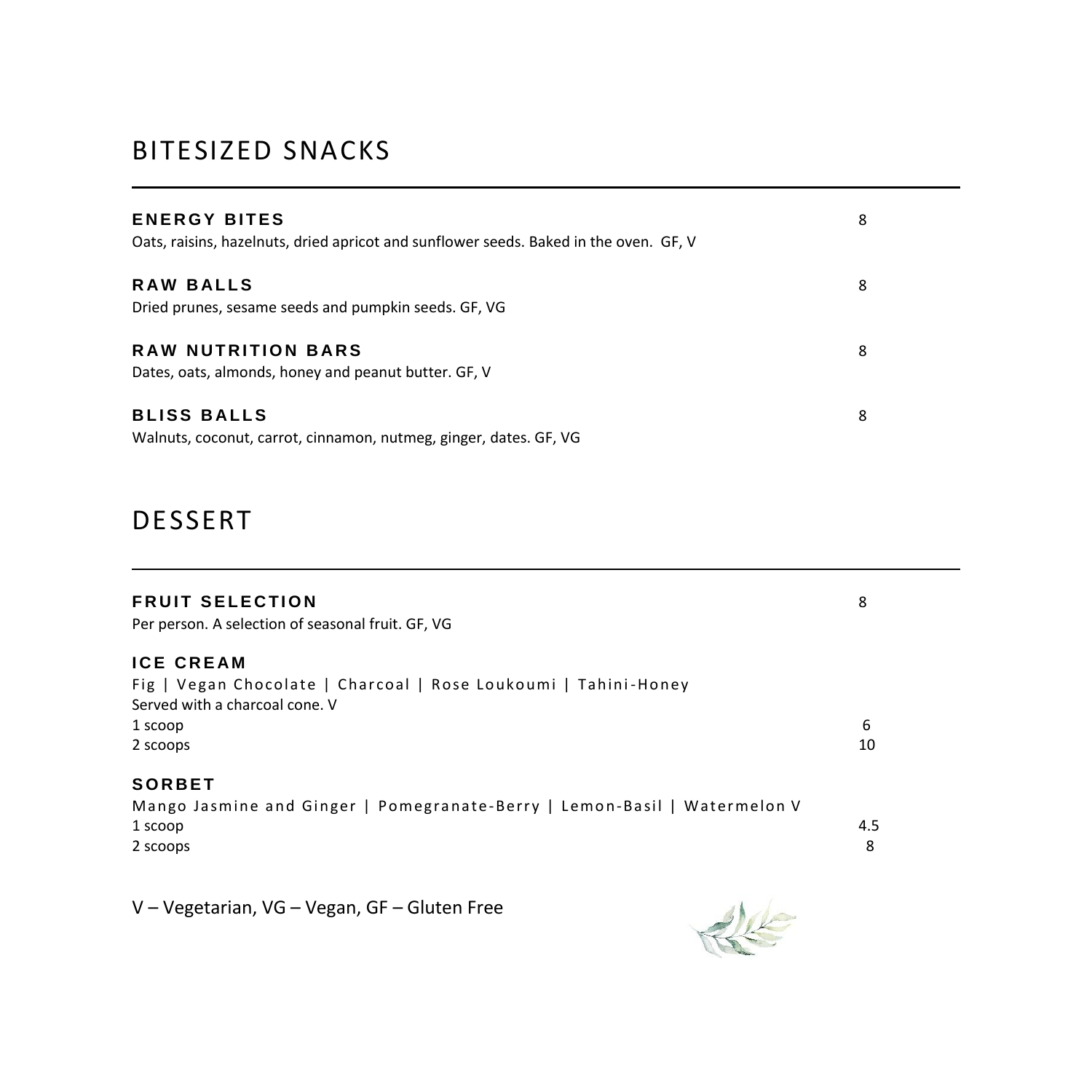# BITESIZED SNACKS

**ENERGY BITES** 8

Oats, raisins, hazelnuts, dried apricot and sunflower seeds. Baked in the oven. GF, V

**RAW BALLS** 8

Dried prunes, sesame seeds and pumpkin seeds. GF, VG

**RAW NUTRITION BARS** 8

Dates, oats, almonds, honey and peanut butter. GF, V

**BLISS BALLS** 8

Walnuts, coconut, carrot, cinnamon, nutmeg, ginger, dates. GF, VG

# DESSERT

**FRUIT SELECTION** 8

Per person. A selection of seasonal fruit. GF, VG

**ICE CREAM**

Fig | Vegan Chocolate | Charcoal | Rose Loukoumi | Tahini-Honey

Served with a charcoal cone. V

1 scoop 6

2 scoops 10

**SORBET**

Mango Jasmine and Ginger | Pomegranate-Berry | Lemon-Basil | Watermelon V

1 scoop 4.5

2 scoops 8

V – Vegetarian, VG – Vegan, GF – Gluten Free